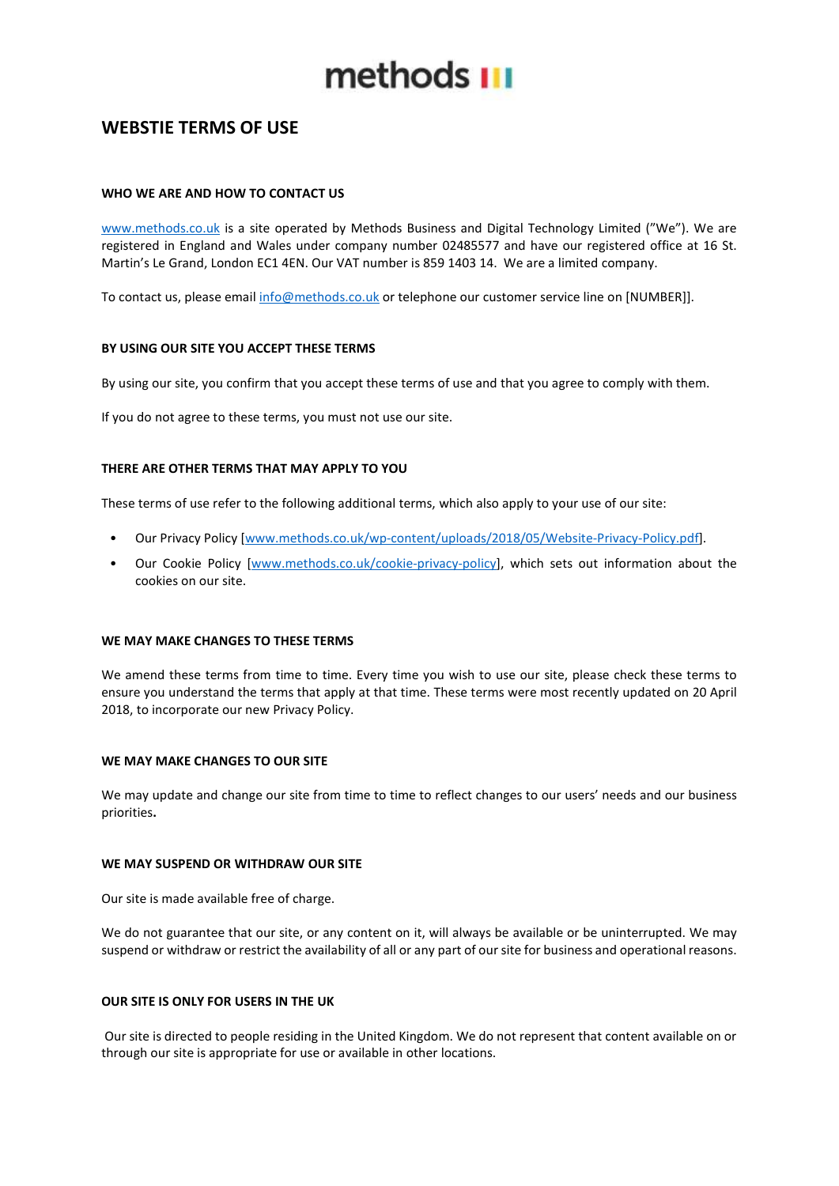# methods

## WEBSTIE TERMS OF USE

### WHO WE ARE AND HOW TO CONTACT US

www.methods.co.uk is a site operated by Methods Business and Digital Technology Limited ("We"). We are registered in England and Wales under company number 02485577 and have our registered office at 16 St. Martin's Le Grand, London EC1 4EN. Our VAT number is 859 1403 14. We are a limited company.

To contact us, please email info@methods.co.uk or telephone our customer service line on [NUMBER]].

### BY USING OUR SITE YOU ACCEPT THESE TERMS

By using our site, you confirm that you accept these terms of use and that you agree to comply with them.

If you do not agree to these terms, you must not use our site.

### THERE ARE OTHER TERMS THAT MAY APPLY TO YOU

These terms of use refer to the following additional terms, which also apply to your use of our site:

- Our Privacy Policy [www.methods.co.uk/wp-content/uploads/2018/05/Website-Privacy-Policy.pdf].
- Our Cookie Policy [www.methods.co.uk/cookie-privacy-policy], which sets out information about the cookies on our site.

### WE MAY MAKE CHANGES TO THESE TERMS

We amend these terms from time to time. Every time you wish to use our site, please check these terms to ensure you understand the terms that apply at that time. These terms were most recently updated on 20 April 2018, to incorporate our new Privacy Policy.

### WE MAY MAKE CHANGES TO OUR SITE

We may update and change our site from time to time to reflect changes to our users' needs and our business priorities**.**

### WE MAY SUSPEND OR WITHDRAW OUR SITE

Our site is made available free of charge.

We do not guarantee that our site, or any content on it, will always be available or be uninterrupted. We may suspend or withdraw or restrict the availability of all or any part of our site for business and operational reasons.

### OUR SITE IS ONLY FOR USERS IN THE UK

Our site is directed to people residing in the United Kingdom. We do not represent that content available on or through our site is appropriate for use or available in other locations.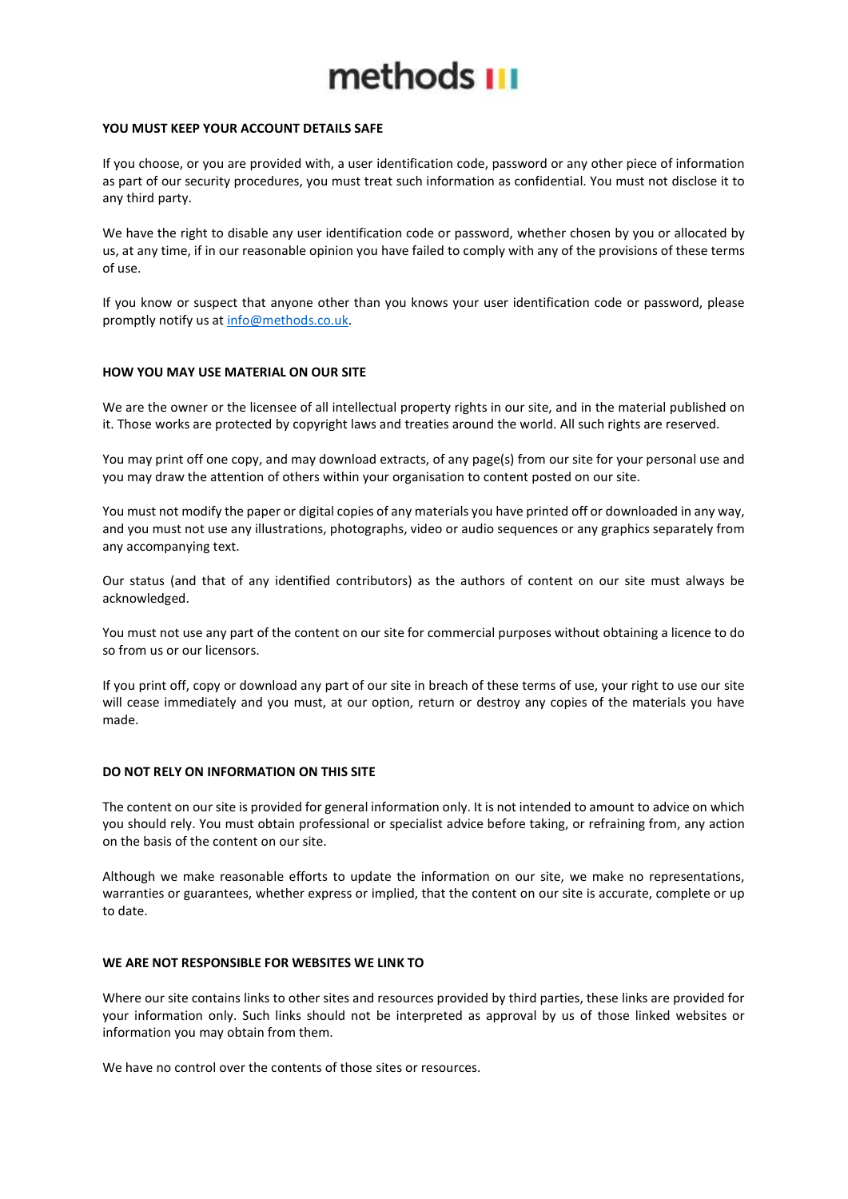## YOU MUST KEEP YOUR ACCOUNT DETAILS SAFE

If you choose, or you are provided with, a user identification code, password or any other piece of information as part of our security procedures, you must treat such information as confidential. You must not disclose it to any third party.

We have the right to disable any user identification code or password, whether chosen by you or allocated by us, at any time, if in our reasonable opinion you have failed to comply with any of the provisions of these terms of use.

If you know or suspect that anyone other than you knows your user identification code or password, please promptly notify us at info@methods.co.uk.

## HOW YOU MAY USE MATERIAL ON OUR SITE

We are the owner or the licensee of all intellectual property rights in our site, and in the material published on it. Those works are protected by copyright laws and treaties around the world. All such rights are reserved.

You may print off one copy, and may download extracts, of any page(s) from our site for your personal use and you may draw the attention of others within your organisation to content posted on our site.

You must not modify the paper or digital copies of any materials you have printed off or downloaded in any way, and you must not use any illustrations, photographs, video or audio sequences or any graphics separately from any accompanying text.

Our status (and that of any identified contributors) as the authors of content on our site must always be acknowledged.

You must not use any part of the content on our site for commercial purposes without obtaining a licence to do so from us or our licensors.

If you print off, copy or download any part of our site in breach of these terms of use, your right to use our site will cease immediately and you must, at our option, return or destroy any copies of the materials you have made.

## DO NOT RELY ON INFORMATION ON THIS SITE

The content on our site is provided for general information only. It is not intended to amount to advice on which you should rely. You must obtain professional or specialist advice before taking, or refraining from, any action on the basis of the content on our site.

Although we make reasonable efforts to update the information on our site, we make no representations, warranties or guarantees, whether express or implied, that the content on our site is accurate, complete or up to date.

## WE ARE NOT RESPONSIBLE FOR WEBSITES WE LINK TO

Where our site contains links to other sites and resources provided by third parties, these links are provided for your information only. Such links should not be interpreted as approval by us of those linked websites or information you may obtain from them.

We have no control over the contents of those sites or resources.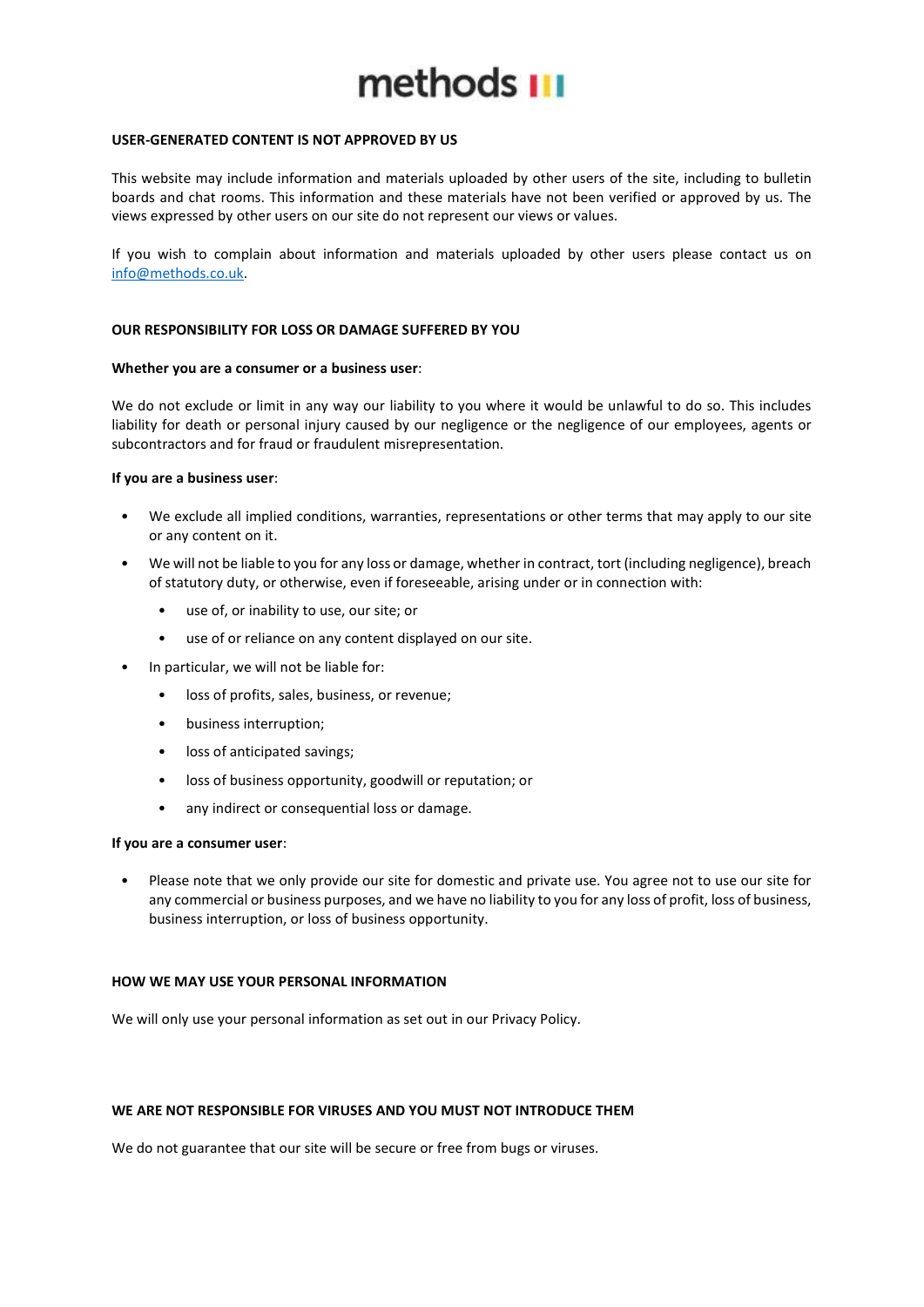## USER-GENERATED CONTENT IS NOT APPROVED BY US

This website may include information and materials uploaded by other users of the site, including to bulletin boards and chat rooms. This information and these materials have not been verified or approved by us. The views expressed by other users on our site do not represent our views or values.

If you wish to complain about information and materials uploaded by other users please contact us on info@methods.co.uk.

## OUR RESPONSIBILITY FOR LOSS OR DAMAGE SUFFERED BY YOU

**Whether you are a consumer or a business user**:

We do not exclude or limit in any way our liability to you where it would be unlawful to do so. This includes liability for death or personal injury caused by our negligence or the negligence of our employees, agents or subcontractors and for fraud or fraudulent misrepresentation.

**If you are a business user**:

- We exclude all implied conditions, warranties, representations or other terms that may apply to our site or any content on it.
- We will not be liable to you for any loss or damage, whether in contract, tort (including negligence), breach of statutory duty, or otherwise, even if foreseeable, arising under or in connection with:
  - use of, or inability to use, our site; or
  - use of or reliance on any content displayed on our site.
- In particular, we will not be liable for:
  - loss of profits, sales, business, or revenue;
  - business interruption;
  - loss of anticipated savings;
  - loss of business opportunity, goodwill or reputation; or
  - any indirect or consequential loss or damage.

**If you are a consumer user**:

- Please note that we only provide our site for domestic and private use. You agree not to use our site for any commercial or business purposes, and we have no liability to you for any loss of profit, loss of business, business interruption, or loss of business opportunity.

## HOW WE MAY USE YOUR PERSONAL INFORMATION

We will only use your personal information as set out in our Privacy Policy.

## WE ARE NOT RESPONSIBLE FOR VIRUSES AND YOU MUST NOT INTRODUCE THEM

We do not guarantee that our site will be secure or free from bugs or viruses.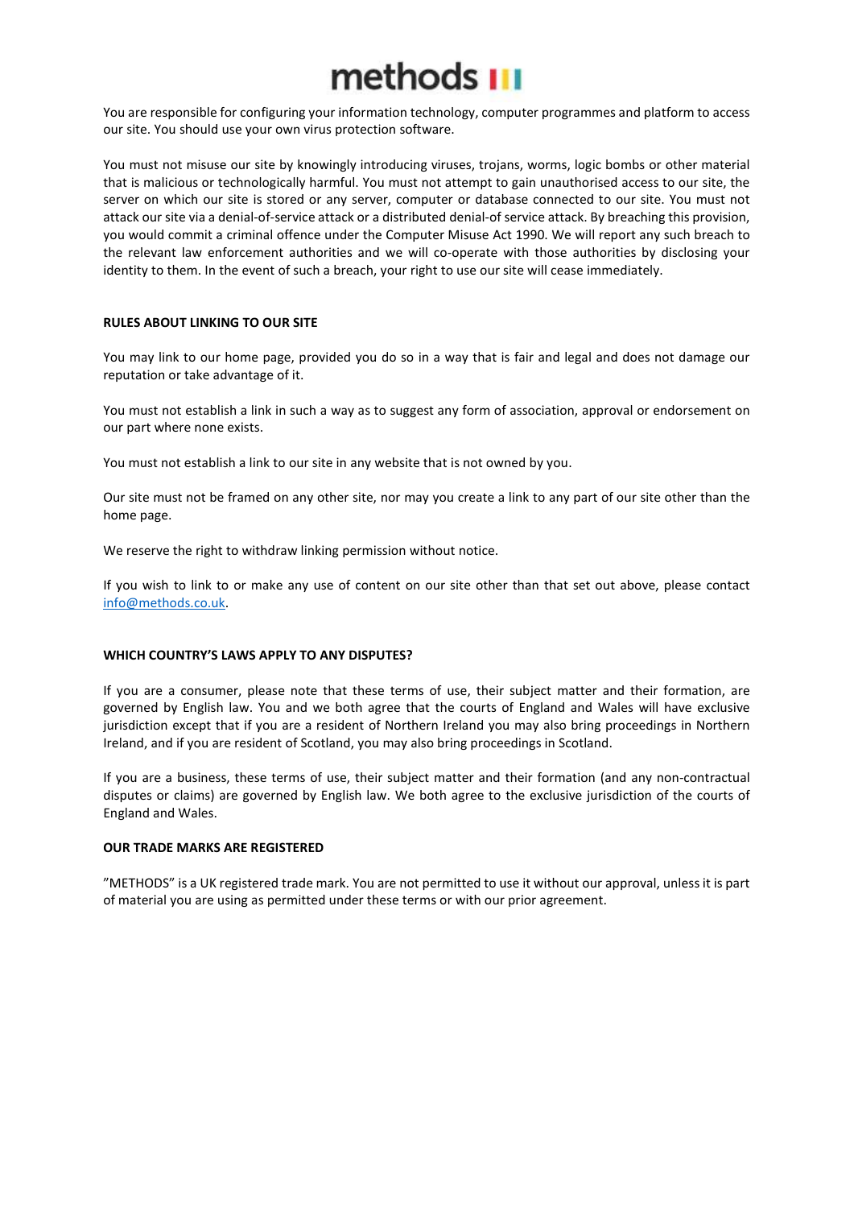You are responsible for configuring your information technology, computer programmes and platform to access our site. You should use your own virus protection software.

You must not misuse our site by knowingly introducing viruses, trojans, worms, logic bombs or other material that is malicious or technologically harmful. You must not attempt to gain unauthorised access to our site, the server on which our site is stored or any server, computer or database connected to our site. You must not attack our site via a denial-of-service attack or a distributed denial-of service attack. By breaching this provision, you would commit a criminal offence under the Computer Misuse Act 1990. We will report any such breach to the relevant law enforcement authorities and we will co-operate with those authorities by disclosing your identity to them. In the event of such a breach, your right to use our site will cease immediately.

**RULES ABOUT LINKING TO OUR SITE**

You may link to our home page, provided you do so in a way that is fair and legal and does not damage our reputation or take advantage of it.

You must not establish a link in such a way as to suggest any form of association, approval or endorsement on our part where none exists.

You must not establish a link to our site in any website that is not owned by you.

Our site must not be framed on any other site, nor may you create a link to any part of our site other than the home page.

We reserve the right to withdraw linking permission without notice.

If you wish to link to or make any use of content on our site other than that set out above, please contact info@methods.co.uk.

**WHICH COUNTRY'S LAWS APPLY TO ANY DISPUTES?**

If you are a consumer, please note that these terms of use, their subject matter and their formation, are governed by English law. You and we both agree that the courts of England and Wales will have exclusive jurisdiction except that if you are a resident of Northern Ireland you may also bring proceedings in Northern Ireland, and if you are resident of Scotland, you may also bring proceedings in Scotland.

If you are a business, these terms of use, their subject matter and their formation (and any non-contractual disputes or claims) are governed by English law. We both agree to the exclusive jurisdiction of the courts of England and Wales.

**OUR TRADE MARKS ARE REGISTERED**

"METHODS" is a UK registered trade mark. You are not permitted to use it without our approval, unless it is part of material you are using as permitted under these terms or with our prior agreement.